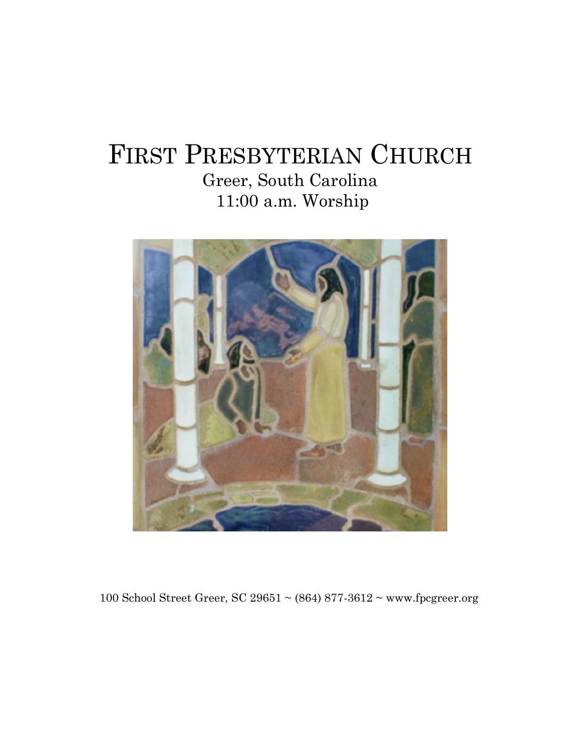# First Presbyterian Church

Greer, South Carolina

11:00 a.m. Worship

100 School Street Greer, SC 29651 ~ (864) 877-3612 ~ www.fpcgreer.org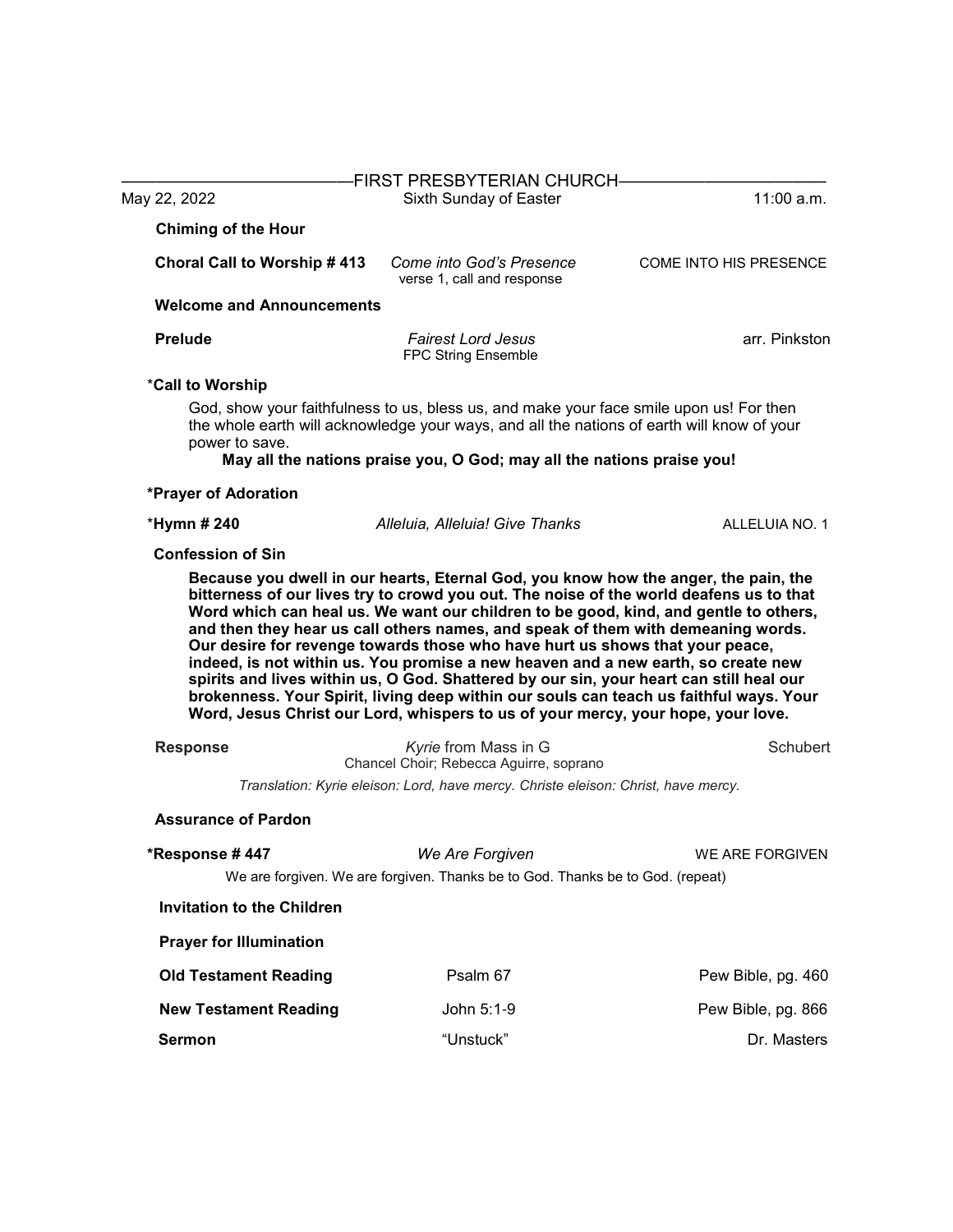# FIRST PRESBYTERIAN CHURCH

May 22, 2022 | Sixth Sunday of Easter | 11:00 a.m.

**Chiming of the Hour**

**Choral Call to Worship # 413** — *Come into God's Presence* — COME INTO HIS PRESENCE
verse 1, call and response

**Welcome and Announcements**

**Prelude** — *Fairest Lord Jesus* — arr. Pinkston
FPC String Ensemble

*__Call to Worship__

God, show your faithfulness to us, bless us, and make your face smile upon us! For then the whole earth will acknowledge your ways, and all the nations of earth will know of your power to save.

**May all the nations praise you, O God; may all the nations praise you!**

***Prayer of Adoration**

*__Hymn # 240__ — *Alleluia, Alleluia! Give Thanks* — ALLELUIA NO. 1

**Confession of Sin**

**Because you dwell in our hearts, Eternal God, you know how the anger, the pain, the bitterness of our lives try to crowd you out. The noise of the world deafens us to that Word which can heal us. We want our children to be good, kind, and gentle to others, and then they hear us call others names, and speak of them with demeaning words. Our desire for revenge towards those who have hurt us shows that your peace, indeed, is not within us. You promise a new heaven and a new earth, so create new spirits and lives within us, O God. Shattered by our sin, your heart can still heal our brokenness. Your Spirit, living deep within our souls can teach us faithful ways. Your Word, Jesus Christ our Lord, whispers to us of your mercy, your hope, your love.**

**Response** — *Kyrie* from Mass in G — Schubert
Chancel Choir; Rebecca Aguirre, soprano

*Translation: Kyrie eleison: Lord, have mercy. Christe eleison: Christ, have mercy.*

**Assurance of Pardon**

***Response # 447** — *We Are Forgiven* — WE ARE FORGIVEN

We are forgiven. We are forgiven. Thanks be to God. Thanks be to God. (repeat)

**Invitation to the Children**

**Prayer for Illumination**

**Old Testament Reading** — Psalm 67 — Pew Bible, pg. 460

**New Testament Reading** — John 5:1-9 — Pew Bible, pg. 866

**Sermon** — "Unstuck" — Dr. Masters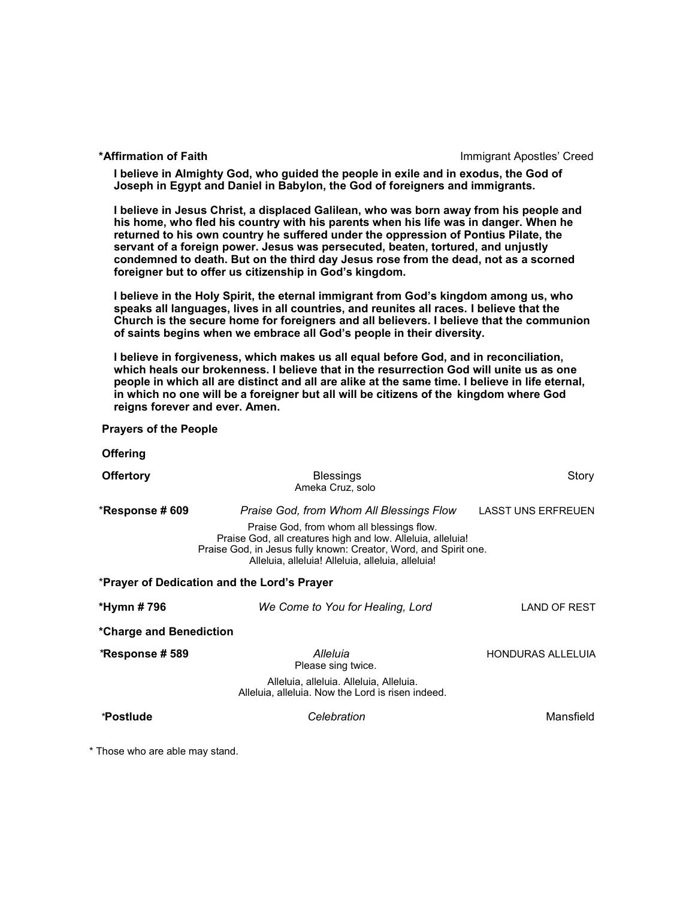**\*Affirmation of Faith** Immigrant Apostles' Creed

**I believe in Almighty God, who guided the people in exile and in exodus, the God of Joseph in Egypt and Daniel in Babylon, the God of foreigners and immigrants.**

**I believe in Jesus Christ, a displaced Galilean, who was born away from his people and his home, who fled his country with his parents when his life was in danger. When he returned to his own country he suffered under the oppression of Pontius Pilate, the servant of a foreign power. Jesus was persecuted, beaten, tortured, and unjustly condemned to death. But on the third day Jesus rose from the dead, not as a scorned foreigner but to offer us citizenship in God's kingdom.**

**I believe in the Holy Spirit, the eternal immigrant from God's kingdom among us, who speaks all languages, lives in all countries, and reunites all races. I believe that the Church is the secure home for foreigners and all believers. I believe that the communion of saints begins when we embrace all God's people in their diversity.**

**I believe in forgiveness, which makes us all equal before God, and in reconciliation, which heals our brokenness. I believe that in the resurrection God will unite us as one people in which all are distinct and all are alike at the same time. I believe in life eternal, in which no one will be a foreigner but all will be citizens of the kingdom where God reigns forever and ever. Amen.**

**Prayers of the People**

**Offering**

**Offertory** Blessings — Story
Ameka Cruz, solo

\***Response # 609** *Praise God, from Whom All Blessings Flow* LASST UNS ERFREUEN

Praise God, from whom all blessings flow.
Praise God, all creatures high and low. Alleluia, alleluia!
Praise God, in Jesus fully known: Creator, Word, and Spirit one.
Alleluia, alleluia! Alleluia, alleluia, alleluia!

\***Prayer of Dedication and the Lord's Prayer**

**\*Hymn # 796** *We Come to You for Healing, Lord* LAND OF REST

**\*Charge and Benediction**

*\***Response # 589** *Alleluia* HONDURAS ALLELUIA
Please sing twice.

Alleluia, alleluia. Alleluia, Alleluia.
Alleluia, alleluia. Now the Lord is risen indeed.

\***Postlude** *Celebration* Mansfield

\* Those who are able may stand.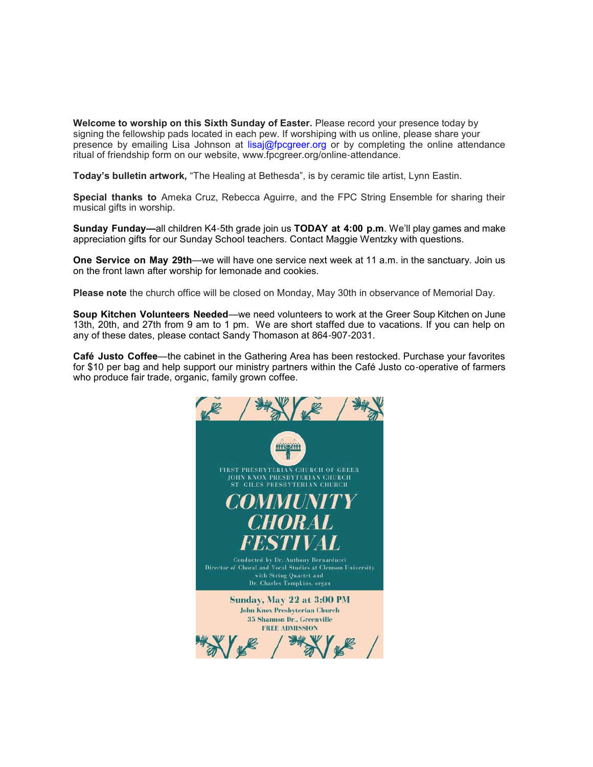**Welcome to worship on this Sixth Sunday of Easter.** Please record your presence today by signing the fellowship pads located in each pew. If worshiping with us online, please share your presence by emailing Lisa Johnson at lisaj@fpcgreer.org or by completing the online attendance ritual of friendship form on our website, www.fpcgreer.org/online-attendance.

**Today's bulletin artwork,** "The Healing at Bethesda", is by ceramic tile artist, Lynn Eastin.

**Special thanks to** Ameka Cruz, Rebecca Aguirre, and the FPC String Ensemble for sharing their musical gifts in worship.

**Sunday Funday—**all children K4-5th grade join us **TODAY at 4:00 p.m**. We'll play games and make appreciation gifts for our Sunday School teachers. Contact Maggie Wentzky with questions.

**One Service on May 29th**—we will have one service next week at 11 a.m. in the sanctuary. Join us on the front lawn after worship for lemonade and cookies.

**Please note** the church office will be closed on Monday, May 30th in observance of Memorial Day.

**Soup Kitchen Volunteers Needed**—we need volunteers to work at the Greer Soup Kitchen on June 13th, 20th, and 27th from 9 am to 1 pm. We are short staffed due to vacations. If you can help on any of these dates, please contact Sandy Thomason at 864-907-2031.

**Café Justo Coffee**—the cabinet in the Gathering Area has been restocked. Purchase your favorites for $10 per bag and help support our ministry partners within the Café Justo co-operative of farmers who produce fair trade, organic, family grown coffee.

FIRST PRESBYTERIAN CHURCH OF GREER
JOHN KNOX PRESBYTERIAN CHURCH
ST. GILES PRESBYTERIAN CHURCH

## COMMUNITY CHORAL FESTIVAL

Conducted by Dr. Anthony Bernarducci
Director of Choral and Vocal Studies at Clemson University
with String Quartet and
Dr. Charles Tompkins, organ

**Sunday, May 22 at 3:00 PM**
**John Knox Presbyterian Church**
**35 Shannon Dr., Greenville**
**FREE ADMISSION**